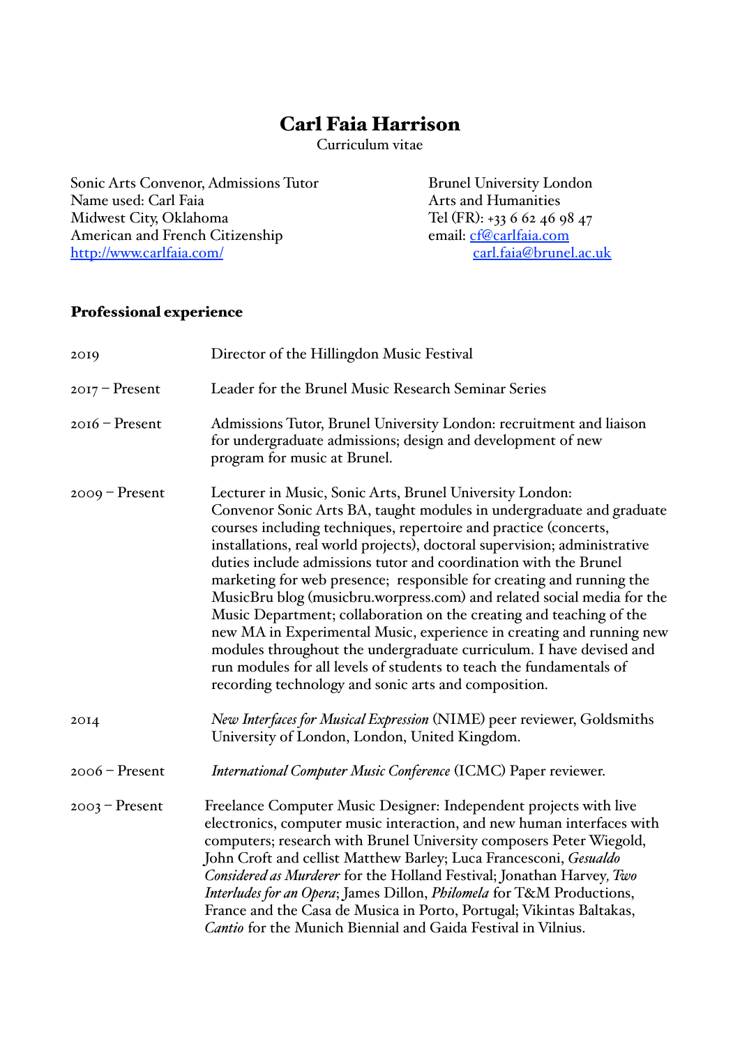# Carl Faia Harrison

Curriculum vitae

Sonic Arts Convenor, Admissions Tutor
Name used: Carl Faia
Midwest City, Oklahoma
American and French Citizenship
http://www.carlfaia.com/

Brunel University London
Arts and Humanities
Tel (FR): +33 6 62 46 98 47
email: cf@carlfaia.com
carl.faia@brunel.ac.uk

## Professional experience

| | |
|---|---|
| 2019 | Director of the Hillingdon Music Festival |
| 2017 – Present | Leader for the Brunel Music Research Seminar Series |
| 2016 – Present | Admissions Tutor, Brunel University London: recruitment and liaison for undergraduate admissions; design and development of new program for music at Brunel. |
| 2009 – Present | Lecturer in Music, Sonic Arts, Brunel University London: Convenor Sonic Arts BA, taught modules in undergraduate and graduate courses including techniques, repertoire and practice (concerts, installations, real world projects), doctoral supervision; administrative duties include admissions tutor and coordination with the Brunel marketing for web presence; responsible for creating and running the MusicBru blog (musicbru.worpress.com) and related social media for the Music Department; collaboration on the creating and teaching of the new MA in Experimental Music, experience in creating and running new modules throughout the undergraduate curriculum. I have devised and run modules for all levels of students to teach the fundamentals of recording technology and sonic arts and composition. |
| 2014 | *New Interfaces for Musical Expression* (NIME) peer reviewer, Goldsmiths University of London, London, United Kingdom. |
| 2006 – Present | *International Computer Music Conference* (ICMC) Paper reviewer. |
| 2003 – Present | Freelance Computer Music Designer: Independent projects with live electronics, computer music interaction, and new human interfaces with computers; research with Brunel University composers Peter Wiegold, John Croft and cellist Matthew Barley; Luca Francesconi, *Gesualdo Considered as Murderer* for the Holland Festival; Jonathan Harvey, *Two Interludes for an Opera*; James Dillon, *Philomela* for T&M Productions, France and the Casa de Musica in Porto, Portugal; Vikintas Baltakas, *Cantio* for the Munich Biennial and Gaida Festival in Vilnius. |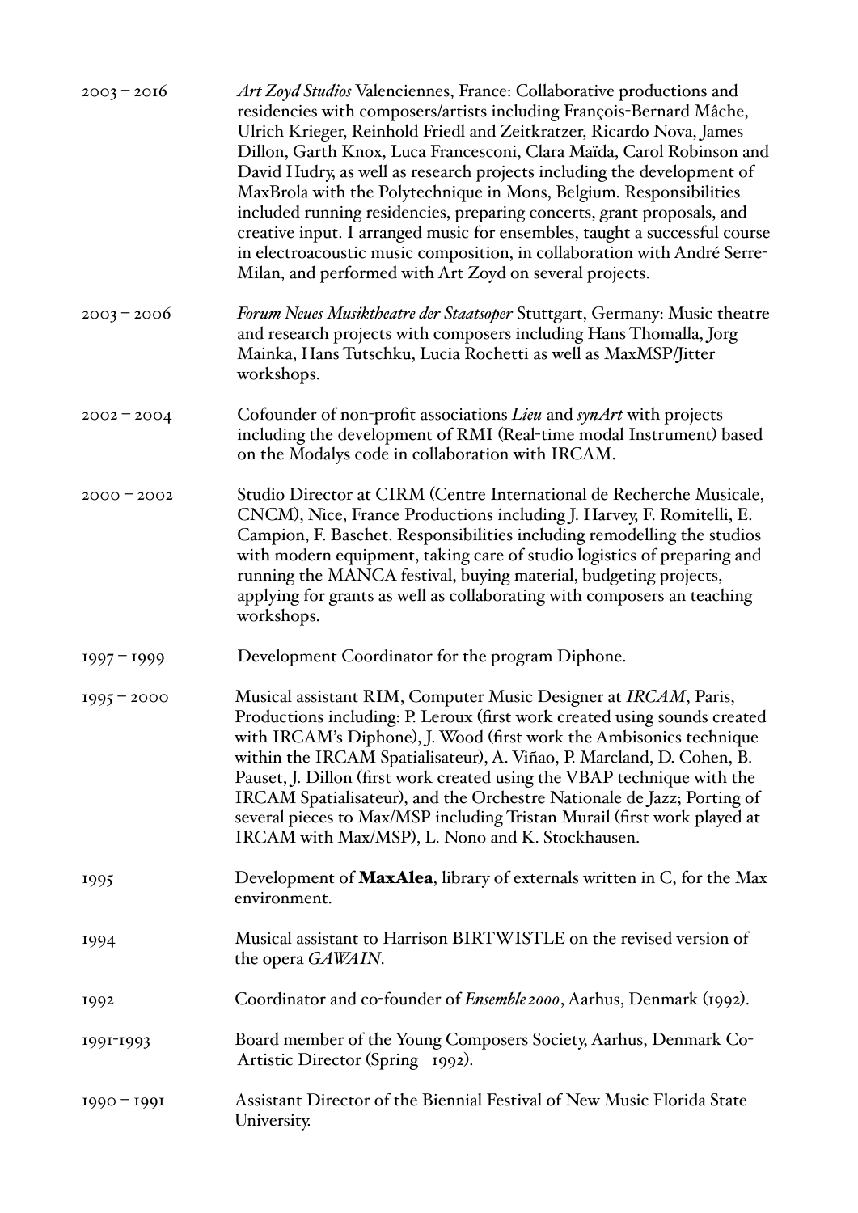2003 – 2016 *Art Zoyd Studios* Valenciennes, France: Collaborative productions and residencies with composers/artists including François-Bernard Mâche, Ulrich Krieger, Reinhold Friedl and Zeitkratzer, Ricardo Nova, James Dillon, Garth Knox, Luca Francesconi, Clara Maïda, Carol Robinson and David Hudry, as well as research projects including the development of MaxBrola with the Polytechnique in Mons, Belgium. Responsibilities included running residencies, preparing concerts, grant proposals, and creative input. I arranged music for ensembles, taught a successful course in electroacoustic music composition, in collaboration with André Serre-Milan, and performed with Art Zoyd on several projects.

2003 – 2006 *Forum Neues Musiktheatre der Staatsoper* Stuttgart, Germany: Music theatre and research projects with composers including Hans Thomalla, Jorg Mainka, Hans Tutschku, Lucia Rochetti as well as MaxMSP/Jitter workshops.

2002 – 2004 Cofounder of non-profit associations *Lieu* and *synArt* with projects including the development of RMI (Real-time modal Instrument) based on the Modalys code in collaboration with IRCAM.

2000 – 2002 Studio Director at CIRM (Centre International de Recherche Musicale, CNCM), Nice, France Productions including J. Harvey, F. Romitelli, E. Campion, F. Baschet. Responsibilities including remodelling the studios with modern equipment, taking care of studio logistics of preparing and running the MANCA festival, buying material, budgeting projects, applying for grants as well as collaborating with composers an teaching workshops.

1997 – 1999 Development Coordinator for the program Diphone.

1995 – 2000 Musical assistant RIM, Computer Music Designer at *IRCAM*, Paris, Productions including: P. Leroux (first work created using sounds created with IRCAM's Diphone), J. Wood (first work the Ambisonics technique within the IRCAM Spatialisateur), A. Viñao, P. Marcland, D. Cohen, B. Pauset, J. Dillon (first work created using the VBAP technique with the IRCAM Spatialisateur), and the Orchestre Nationale de Jazz; Porting of several pieces to Max/MSP including Tristan Murail (first work played at IRCAM with Max/MSP), L. Nono and K. Stockhausen.

1995 Development of **MaxAlea**, library of externals written in C, for the Max environment.

1994 Musical assistant to Harrison BIRTWISTLE on the revised version of the opera *GAWAIN*.

1992 Coordinator and co-founder of *Ensemble 2000*, Aarhus, Denmark (1992).

1991-1993 Board member of the Young Composers Society, Aarhus, Denmark Co-Artistic Director (Spring 1992).

1990 – 1991 Assistant Director of the Biennial Festival of New Music Florida State University.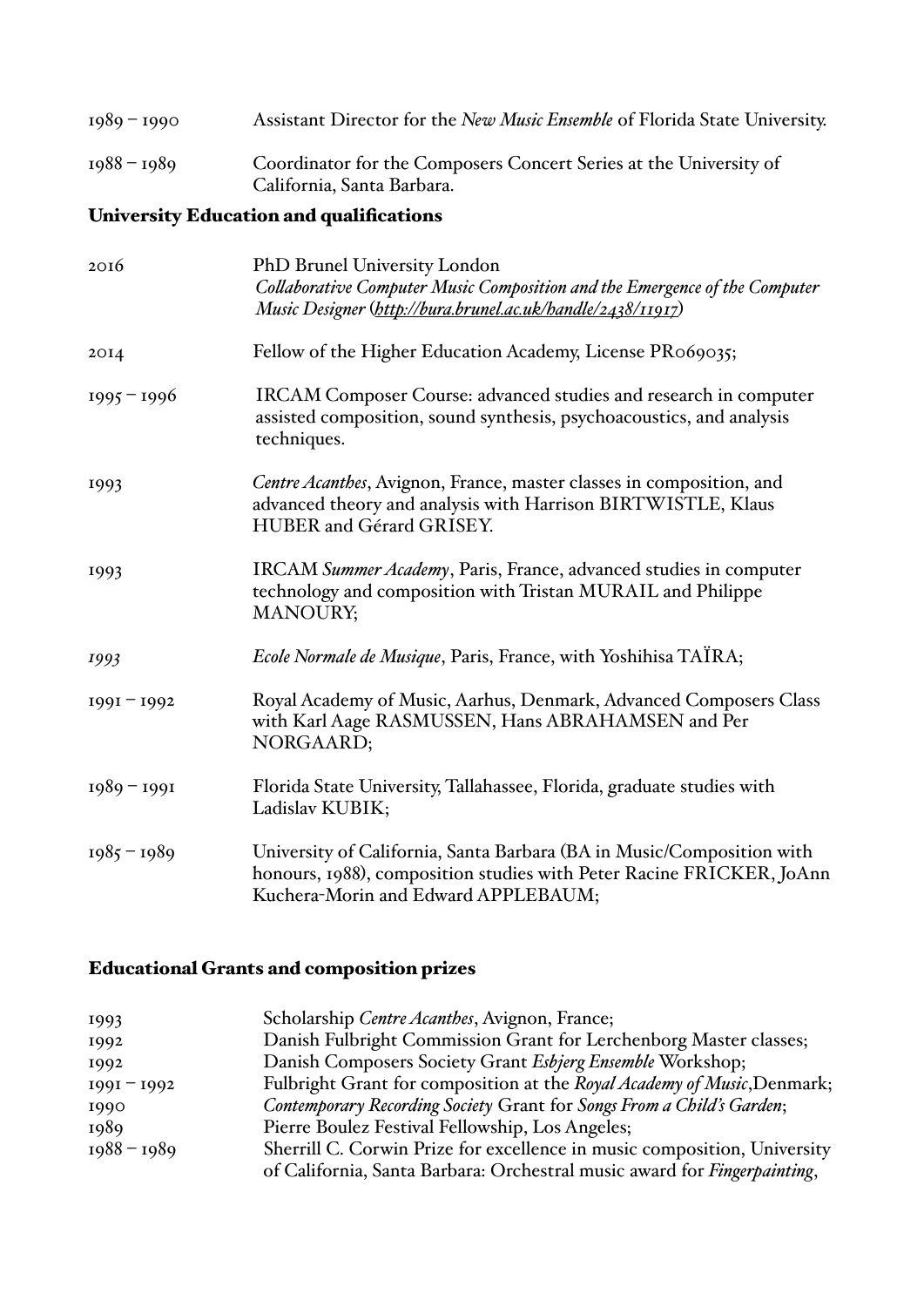1989 – 1990 Assistant Director for the *New Music Ensemble* of Florida State University.

1988 – 1989 Coordinator for the Composers Concert Series at the University of California, Santa Barbara.

## University Education and qualifications

2016 PhD Brunel University London
*Collaborative Computer Music Composition and the Emergence of the Computer Music Designer* (*http://bura.brunel.ac.uk/handle/2438/11917*)

2014 Fellow of the Higher Education Academy, License PR069035;

1995 – 1996 IRCAM Composer Course: advanced studies and research in computer assisted composition, sound synthesis, psychoacoustics, and analysis techniques.

1993 *Centre Acanthes*, Avignon, France, master classes in composition, and advanced theory and analysis with Harrison BIRTWISTLE, Klaus HUBER and Gérard GRISEY.

1993 IRCAM *Summer Academy*, Paris, France, advanced studies in computer technology and composition with Tristan MURAIL and Philippe MANOURY;

*1993* *Ecole Normale de Musique*, Paris, France, with Yoshihisa TAÏRA;

1991 – 1992 Royal Academy of Music, Aarhus, Denmark, Advanced Composers Class with Karl Aage RASMUSSEN, Hans ABRAHAMSEN and Per NORGAARD;

1989 – 1991 Florida State University, Tallahassee, Florida, graduate studies with Ladislav KUBIK;

1985 – 1989 University of California, Santa Barbara (BA in Music/Composition with honours, 1988), composition studies with Peter Racine FRICKER, JoAnn Kuchera-Morin and Edward APPLEBAUM;

## Educational Grants and composition prizes

1993 Scholarship *Centre Acanthes*, Avignon, France;
1992 Danish Fulbright Commission Grant for Lerchenborg Master classes;
1992 Danish Composers Society Grant *Esbjerg Ensemble* Workshop;
1991 – 1992 Fulbright Grant for composition at the *Royal Academy of Music*, Denmark;
1990 *Contemporary Recording Society* Grant for *Songs From a Child's Garden*;
1989 Pierre Boulez Festival Fellowship, Los Angeles;
1988 – 1989 Sherrill C. Corwin Prize for excellence in music composition, University of California, Santa Barbara: Orchestral music award for *Fingerpainting*,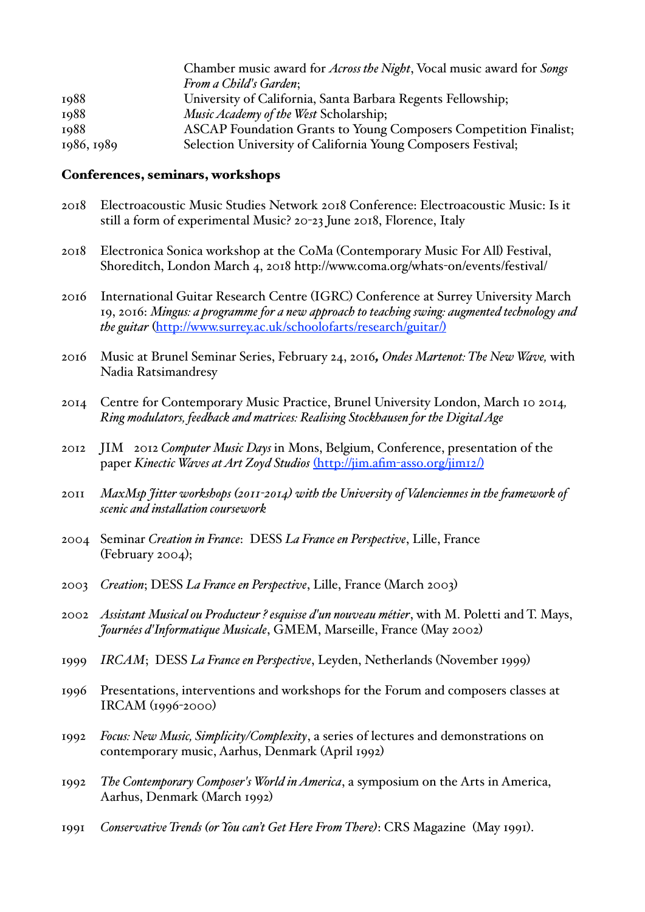| | |
|---|---|
| | Chamber music award for *Across the Night*, Vocal music award for *Songs From a Child's Garden*; |
| 1988 | University of California, Santa Barbara Regents Fellowship; |
| 1988 | *Music Academy of the West* Scholarship; |
| 1988 | ASCAP Foundation Grants to Young Composers Competition Finalist; |
| 1986, 1989 | Selection University of California Young Composers Festival; |

## Conferences, seminars, workshops

2018 Electroacoustic Music Studies Network 2018 Conference: Electroacoustic Music: Is it still a form of experimental Music? 20-23 June 2018, Florence, Italy

2018 Electronica Sonica workshop at the CoMa (Contemporary Music For All) Festival, Shoreditch, London March 4, 2018 http://www.coma.org/whats-on/events/festival/

2016 International Guitar Research Centre (IGRC) Conference at Surrey University March 19, 2016: *Mingus: a programme for a new approach to teaching swing: augmented technology and the guitar* (http://www.surrey.ac.uk/schoolofarts/research/guitar/)

2016 Music at Brunel Seminar Series, February 24, 2016, *Ondes Martenot: The New Wave,* with Nadia Ratsimandresy

2014 Centre for Contemporary Music Practice, Brunel University London, March 10 2014, *Ring modulators, feedback and matrices: Realising Stockhausen for the Digital Age*

2012 JIM 2012 *Computer Music Days* in Mons, Belgium, Conference, presentation of the paper *Kinectic Waves at Art Zoyd Studios* (http://jim.afim-asso.org/jim12/)

2011 *MaxMsp Jitter workshops (2011-2014) with the University of Valenciennes in the framework of scenic and installation coursework*

2004 Seminar *Creation in France*: DESS *La France en Perspective*, Lille, France (February 2004);

2003 *Creation*; DESS *La France en Perspective*, Lille, France (March 2003)

2002 *Assistant Musical ou Producteur ? esquisse d'un nouveau métier*, with M. Poletti and T. Mays, *Journées d'Informatique Musicale*, GMEM, Marseille, France (May 2002)

1999 *IRCAM*; DESS *La France en Perspective*, Leyden, Netherlands (November 1999)

1996 Presentations, interventions and workshops for the Forum and composers classes at IRCAM (1996-2000)

1992 *Focus: New Music, Simplicity/Complexity*, a series of lectures and demonstrations on contemporary music, Aarhus, Denmark (April 1992)

1992 *The Contemporary Composer's World in America*, a symposium on the Arts in America, Aarhus, Denmark (March 1992)

1991 *Conservative Trends (or You can't Get Here From There)*: CRS Magazine (May 1991).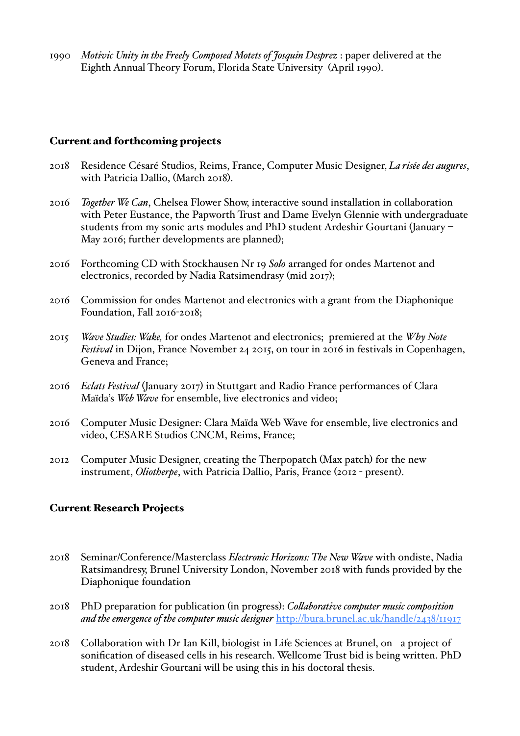1990 *Motivic Unity in the Freely Composed Motets of Josquin Desprez* : paper delivered at the Eighth Annual Theory Forum, Florida State University (April 1990).

## Current and forthcoming projects

2018 Residence Césaré Studios, Reims, France, Computer Music Designer, *La risée des augures*, with Patricia Dallio, (March 2018).

2016 *Together We Can*, Chelsea Flower Show, interactive sound installation in collaboration with Peter Eustance, the Papworth Trust and Dame Evelyn Glennie with undergraduate students from my sonic arts modules and PhD student Ardeshir Gourtani (January – May 2016; further developments are planned);

2016 Forthcoming CD with Stockhausen Nr 19 *Solo* arranged for ondes Martenot and electronics, recorded by Nadia Ratsimendrasy (mid 2017);

2016 Commission for ondes Martenot and electronics with a grant from the Diaphonique Foundation, Fall 2016-2018;

2015 *Wave Studies: Wake,* for ondes Martenot and electronics; premiered at the *Why Note Festival* in Dijon, France November 24 2015, on tour in 2016 in festivals in Copenhagen, Geneva and France;

2016 *Eclats Festival* (January 2017) in Stuttgart and Radio France performances of Clara Maïda's *Web Wave* for ensemble, live electronics and video;

2016 Computer Music Designer: Clara Maïda Web Wave for ensemble, live electronics and video, CESARE Studios CNCM, Reims, France;

2012 Computer Music Designer, creating the Therpopatch (Max patch) for the new instrument, *Oliotherpe*, with Patricia Dallio, Paris, France (2012 - present).

## Current Research Projects

2018 Seminar/Conference/Masterclass *Electronic Horizons: The New Wave* with ondiste, Nadia Ratsimandresy, Brunel University London, November 2018 with funds provided by the Diaphonique foundation

2018 PhD preparation for publication (in progress): *Collaborative computer music composition and the emergence of the computer music designer* http://bura.brunel.ac.uk/handle/2438/11917

2018 Collaboration with Dr Ian Kill, biologist in Life Sciences at Brunel, on a project of sonification of diseased cells in his research. Wellcome Trust bid is being written. PhD student, Ardeshir Gourtani will be using this in his doctoral thesis.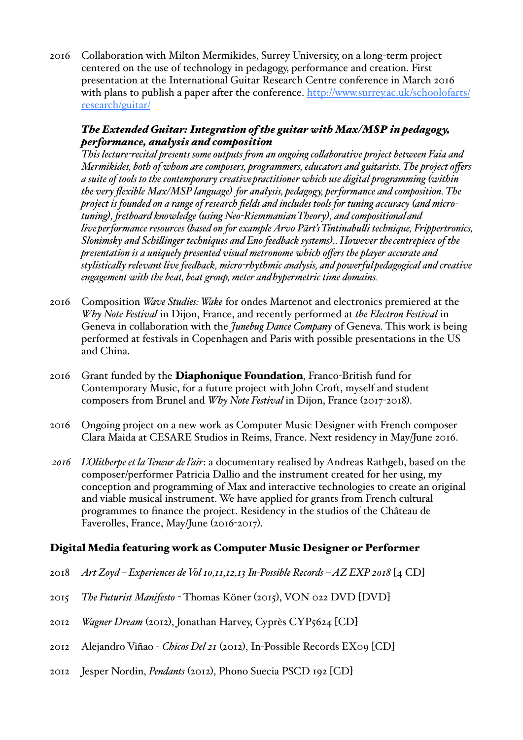2016 Collaboration with Milton Mermikides, Surrey University, on a long-term project centered on the use of technology in pedagogy, performance and creation. First presentation at the International Guitar Research Centre conference in March 2016 with plans to publish a paper after the conference. [http://www.surrey.ac.uk/schoolofarts/research/guitar/](http://www.surrey.ac.uk/schoolofarts/research/guitar/)

***The Extended Guitar: Integration of the guitar with Max/MSP in pedagogy, performance, analysis and composition***
*This lecture-recital presents some outputs from an ongoing collaborative project between Faia and Mermikides, both of whom are composers, programmers, educators and guitarists. The project offers a suite of tools to the contemporary creative practitioner which use digital programming (within the very flexible Max/MSP language) for analysis, pedagogy, performance and composition. The project is founded on a range of research fields and includes tools for tuning accuracy (and micro-tuning), fretboard knowledge (using Neo-Riemmanian Theory), and compositional and live performance resources (based on for example Arvo Pärt's Tintinabulli technique, Frippertronics, Slonimsky and Schillinger techniques and Eno feedback systems).. However the centrepiece of the presentation is a uniquely presented visual metronome which offers the player accurate and stylistically relevant live feedback, micro-rhythmic analysis, and powerful pedagogical and creative engagement with the beat, beat group, meter and hypermetric time domains.*

2016 Composition *Wave Studies: Wake* for ondes Martenot and electronics premiered at the *Why Note Festival* in Dijon, France, and recently performed at *the Electron Festival* in Geneva in collaboration with the *Junebug Dance Company* of Geneva. This work is being performed at festivals in Copenhagen and Paris with possible presentations in the US and China.

2016 Grant funded by the **Diaphonique Foundation**, Franco-British fund for Contemporary Music, for a future project with John Croft, myself and student composers from Brunel and *Why Note Festival* in Dijon, France (2017-2018).

2016 Ongoing project on a new work as Computer Music Designer with French composer Clara Maida at CESARE Studios in Reims, France. Next residency in May/June 2016.

*2016* *L'Olitherpe et la Teneur de l'air*: a documentary realised by Andreas Rathgeb, based on the composer/performer Patricia Dallio and the instrument created for her using, my conception and programming of Max and interactive technologies to create an original and viable musical instrument. We have applied for grants from French cultural programmes to finance the project. Residency in the studios of the Château de Faverolles, France, May/June (2016-2017).

## Digital Media featuring work as Computer Music Designer or Performer

2018 *Art Zoyd – Experiences de Vol 10,11,12,13 In-Possible Records – AZ EXP 2018* [4 CD]

2015 *The Futurist Manifesto* - Thomas Köner (2015), VON 022 DVD [DVD]

2012 *Wagner Dream* (2012), Jonathan Harvey, Cyprès CYP5624 [CD]

2012 Alejandro Viñao - *Chicos Del 21* (2012), In-Possible Records EX09 [CD]

2012 Jesper Nordin, *Pendants* (2012), Phono Suecia PSCD 192 [CD]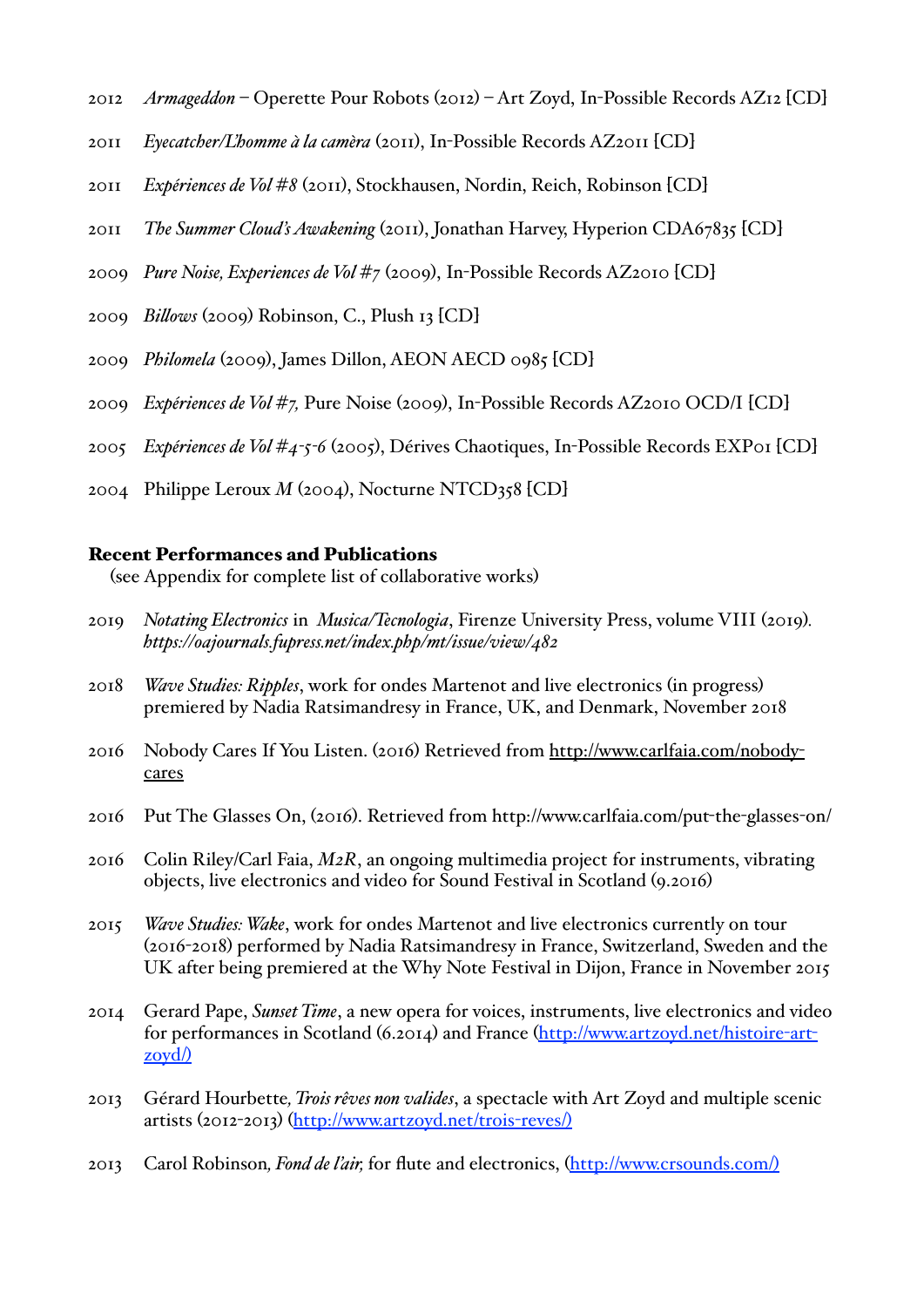2012 *Armageddon* – Operette Pour Robots (2012) – Art Zoyd, In-Possible Records AZ12 [CD]

2011 *Eyecatcher/L'homme à la camèra* (2011), In-Possible Records AZ2011 [CD]

2011 *Expériences de Vol #8* (2011), Stockhausen, Nordin, Reich, Robinson [CD]

2011 *The Summer Cloud's Awakening* (2011), Jonathan Harvey, Hyperion CDA67835 [CD]

2009 *Pure Noise, Experiences de Vol #7* (2009), In-Possible Records AZ2010 [CD]

2009 *Billows* (2009) Robinson, C., Plush 13 [CD]

2009 *Philomela* (2009), James Dillon, AEON AECD 0985 [CD]

2009 *Expériences de Vol #7,* Pure Noise (2009), In-Possible Records AZ2010 OCD/I [CD]

2005 *Expériences de Vol #4-5-6* (2005), Dérives Chaotiques, In-Possible Records EXP01 [CD]

2004 Philippe Leroux *M* (2004), Nocturne NTCD358 [CD]

**Recent Performances and Publications**

(see Appendix for complete list of collaborative works)

2019 *Notating Electronics* in *Musica/Tecnologia*, Firenze University Press, volume VIII (2019). *https://oajournals.fupress.net/index.php/mt/issue/view/482*

2018 *Wave Studies: Ripples*, work for ondes Martenot and live electronics (in progress) premiered by Nadia Ratsimandresy in France, UK, and Denmark, November 2018

2016 Nobody Cares If You Listen. (2016) Retrieved from http://www.carlfaia.com/nobody-cares

2016 Put The Glasses On, (2016). Retrieved from http://www.carlfaia.com/put-the-glasses-on/

2016 Colin Riley/Carl Faia, *M2R*, an ongoing multimedia project for instruments, vibrating objects, live electronics and video for Sound Festival in Scotland (9.2016)

2015 *Wave Studies: Wake*, work for ondes Martenot and live electronics currently on tour (2016-2018) performed by Nadia Ratsimandresy in France, Switzerland, Sweden and the UK after being premiered at the Why Note Festival in Dijon, France in November 2015

2014 Gerard Pape, *Sunset Time*, a new opera for voices, instruments, live electronics and video for performances in Scotland (6.2014) and France (http://www.artzoyd.net/histoire-art-zoyd/)

2013 Gérard Hourbette*, Trois rêves non valides*, a spectacle with Art Zoyd and multiple scenic artists (2012-2013) (http://www.artzoyd.net/trois-reves/)

2013 Carol Robinson*, Fond de l'air,* for flute and electronics, (http://www.crsounds.com/)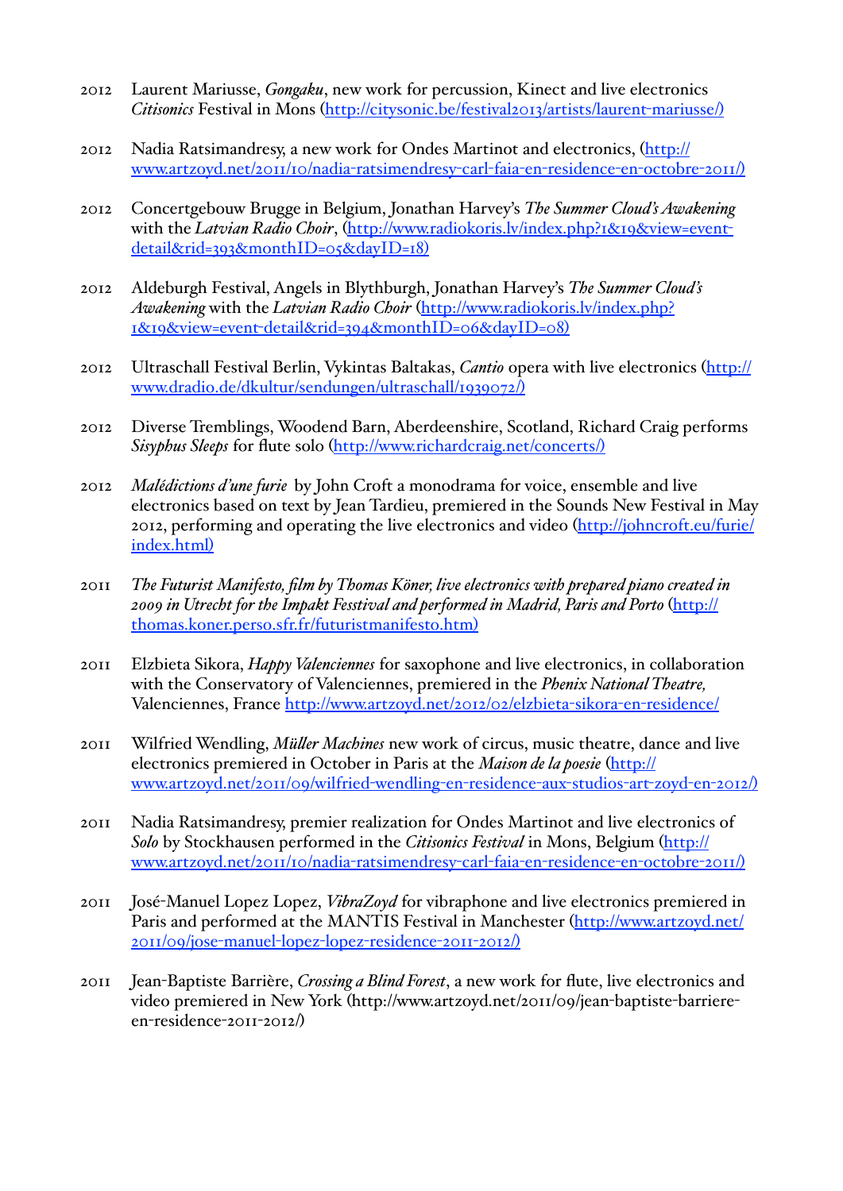2012 Laurent Mariusse, *Gongaku*, new work for percussion, Kinect and live electronics *Citisonics* Festival in Mons (http://citysonic.be/festival2013/artists/laurent-mariusse/)

2012 Nadia Ratsimandresy, a new work for Ondes Martinot and electronics, (http://www.artzoyd.net/2011/10/nadia-ratsimendresy-carl-faia-en-residence-en-octobre-2011/)

2012 Concertgebouw Brugge in Belgium, Jonathan Harvey's *The Summer Cloud's Awakening* with the *Latvian Radio Choir*, (http://www.radiokoris.lv/index.php?1&19&view=event-detail&rid=393&monthID=05&dayID=18)

2012 Aldeburgh Festival, Angels in Blythburgh, Jonathan Harvey's *The Summer Cloud's Awakening* with the *Latvian Radio Choir* (http://www.radiokoris.lv/index.php?1&19&view=event-detail&rid=394&monthID=06&dayID=08)

2012 Ultraschall Festival Berlin, Vykintas Baltakas, *Cantio* opera with live electronics (http://www.dradio.de/dkultur/sendungen/ultraschall/1939072/)

2012 Diverse Tremblings, Woodend Barn, Aberdeenshire, Scotland, Richard Craig performs *Sisyphus Sleeps* for flute solo (http://www.richardcraig.net/concerts/)

2012 *Malédictions d'une furie* by John Croft a monodrama for voice, ensemble and live electronics based on text by Jean Tardieu, premiered in the Sounds New Festival in May 2012, performing and operating the live electronics and video (http://johncroft.eu/furie/index.html)

2011 *The Futurist Manifesto, film by Thomas Köner, live electronics with prepared piano created in 2009 in Utrecht for the Impakt Fesstival and performed in Madrid, Paris and Porto* (http://thomas.koner.perso.sfr.fr/futuristmanifesto.htm)

2011 Elzbieta Sikora, *Happy Valenciennes* for saxophone and live electronics, in collaboration with the Conservatory of Valenciennes, premiered in the *Phenix National Theatre,* Valenciennes, France http://www.artzoyd.net/2012/02/elzbieta-sikora-en-residence/

2011 Wilfried Wendling, *Müller Machines* new work of circus, music theatre, dance and live electronics premiered in October in Paris at the *Maison de la poesie* (http://www.artzoyd.net/2011/09/wilfried-wendling-en-residence-aux-studios-art-zoyd-en-2012/)

2011 Nadia Ratsimandresy, premier realization for Ondes Martinot and live electronics of *Solo* by Stockhausen performed in the *Citisonics Festival* in Mons, Belgium (http://www.artzoyd.net/2011/10/nadia-ratsimendresy-carl-faia-en-residence-en-octobre-2011/)

2011 José-Manuel Lopez Lopez, *VibraZoyd* for vibraphone and live electronics premiered in Paris and performed at the MANTIS Festival in Manchester (http://www.artzoyd.net/2011/09/jose-manuel-lopez-lopez-residence-2011-2012/)

2011 Jean-Baptiste Barrière, *Crossing a Blind Forest*, a new work for flute, live electronics and video premiered in New York (http://www.artzoyd.net/2011/09/jean-baptiste-barriere-en-residence-2011-2012/)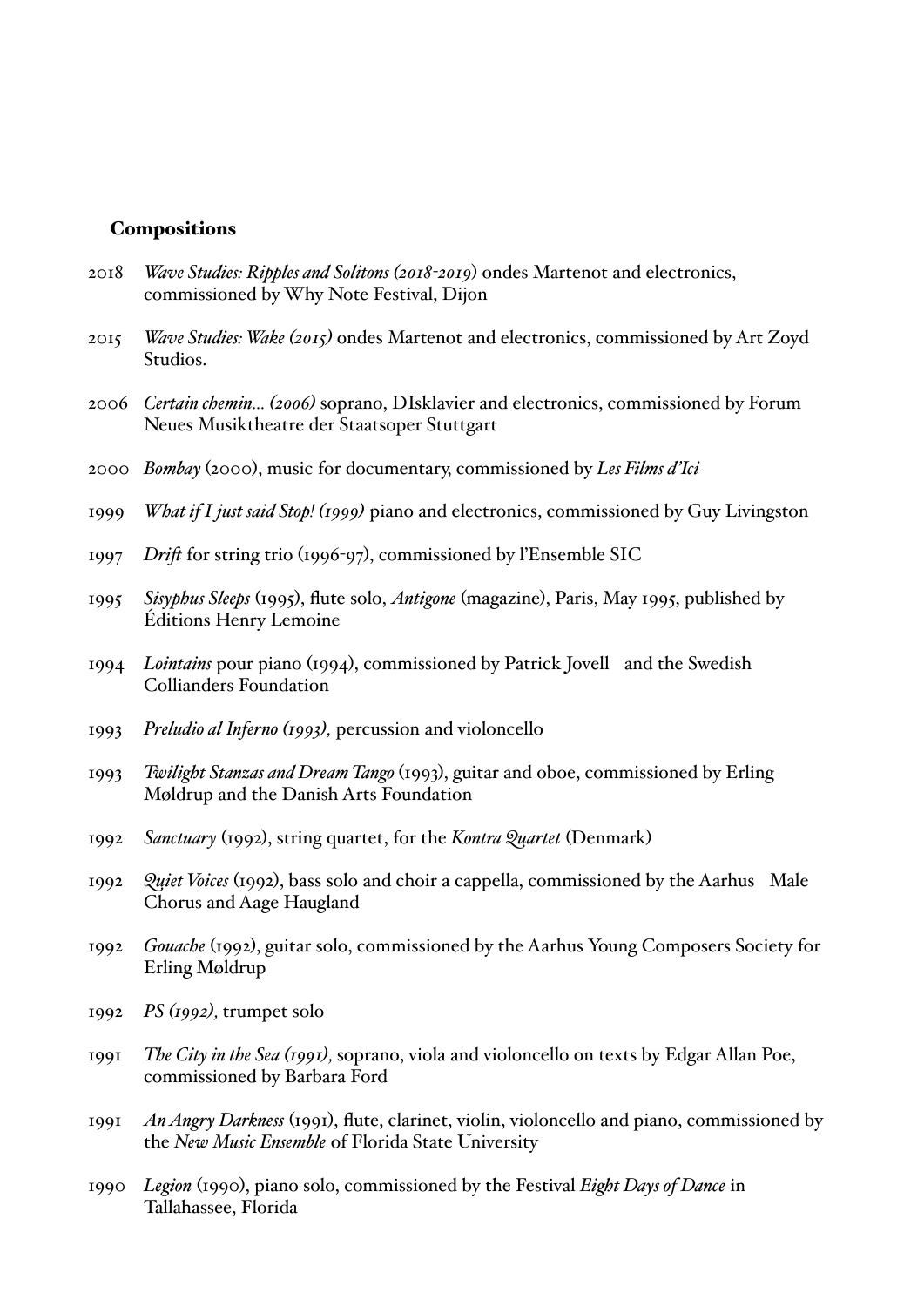### **Compositions**

2018 *Wave Studies: Ripples and Solitons (2018-2019)* ondes Martenot and electronics, commissioned by Why Note Festival, Dijon

2015 *Wave Studies: Wake (2015)* ondes Martenot and electronics, commissioned by Art Zoyd Studios.

2006 *Certain chemin... (2006)* soprano, DIsklavier and electronics, commissioned by Forum Neues Musiktheatre der Staatsoper Stuttgart

2000 *Bombay* (2000), music for documentary, commissioned by *Les Films d'Ici*

1999 *What if I just said Stop! (1999)* piano and electronics, commissioned by Guy Livingston

1997 *Drift* for string trio (1996-97), commissioned by l'Ensemble SIC

1995 *Sisyphus Sleeps* (1995), flute solo, *Antigone* (magazine), Paris, May 1995, published by Éditions Henry Lemoine

1994 *Lointains* pour piano (1994), commissioned by Patrick Jovell and the Swedish Collianders Foundation

1993 *Preludio al Inferno (1993),* percussion and violoncello

1993 *Twilight Stanzas and Dream Tango* (1993), guitar and oboe, commissioned by Erling Møldrup and the Danish Arts Foundation

1992 *Sanctuary* (1992), string quartet, for the *Kontra Quartet* (Denmark)

1992 *Quiet Voices* (1992), bass solo and choir a cappella, commissioned by the Aarhus Male Chorus and Aage Haugland

1992 *Gouache* (1992), guitar solo, commissioned by the Aarhus Young Composers Society for Erling Møldrup

1992 *PS (1992),* trumpet solo

1991 *The City in the Sea (1991),* soprano, viola and violoncello on texts by Edgar Allan Poe, commissioned by Barbara Ford

1991 *An Angry Darkness* (1991), flute, clarinet, violin, violoncello and piano, commissioned by the *New Music Ensemble* of Florida State University

1990 *Legion* (1990), piano solo, commissioned by the Festival *Eight Days of Dance* in Tallahassee, Florida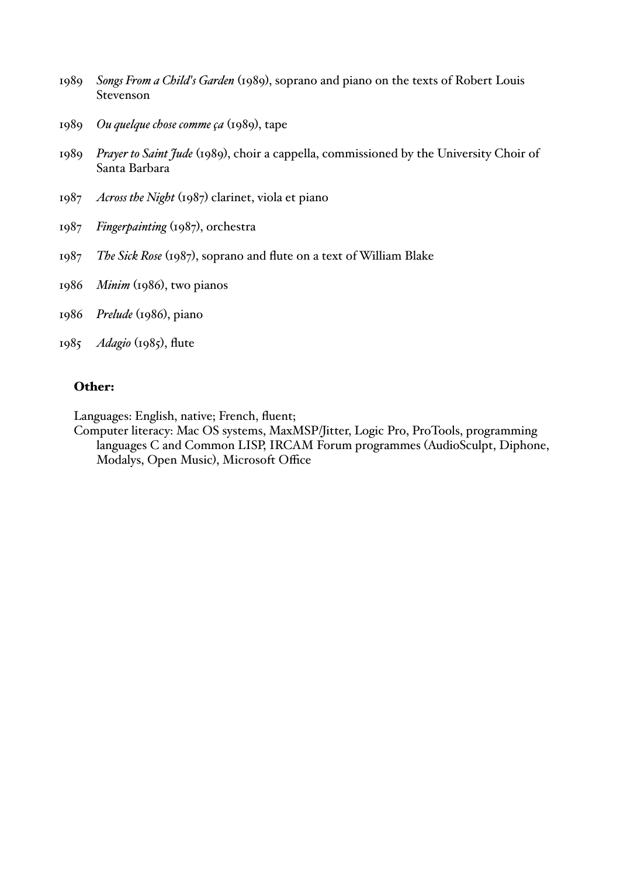1989 *Songs From a Child's Garden* (1989), soprano and piano on the texts of Robert Louis Stevenson

1989 *Ou quelque chose comme ça* (1989), tape

1989 *Prayer to Saint Jude* (1989), choir a cappella, commissioned by the University Choir of Santa Barbara

1987 *Across the Night* (1987) clarinet, viola et piano

1987 *Fingerpainting* (1987), orchestra

1987 *The Sick Rose* (1987), soprano and flute on a text of William Blake

1986 *Minim* (1986), two pianos

1986 *Prelude* (1986), piano

1985 *Adagio* (1985), flute

**Other:**

Languages: English, native; French, fluent;

Computer literacy: Mac OS systems, MaxMSP/Jitter, Logic Pro, ProTools, programming languages C and Common LISP, IRCAM Forum programmes (AudioSculpt, Diphone, Modalys, Open Music), Microsoft Office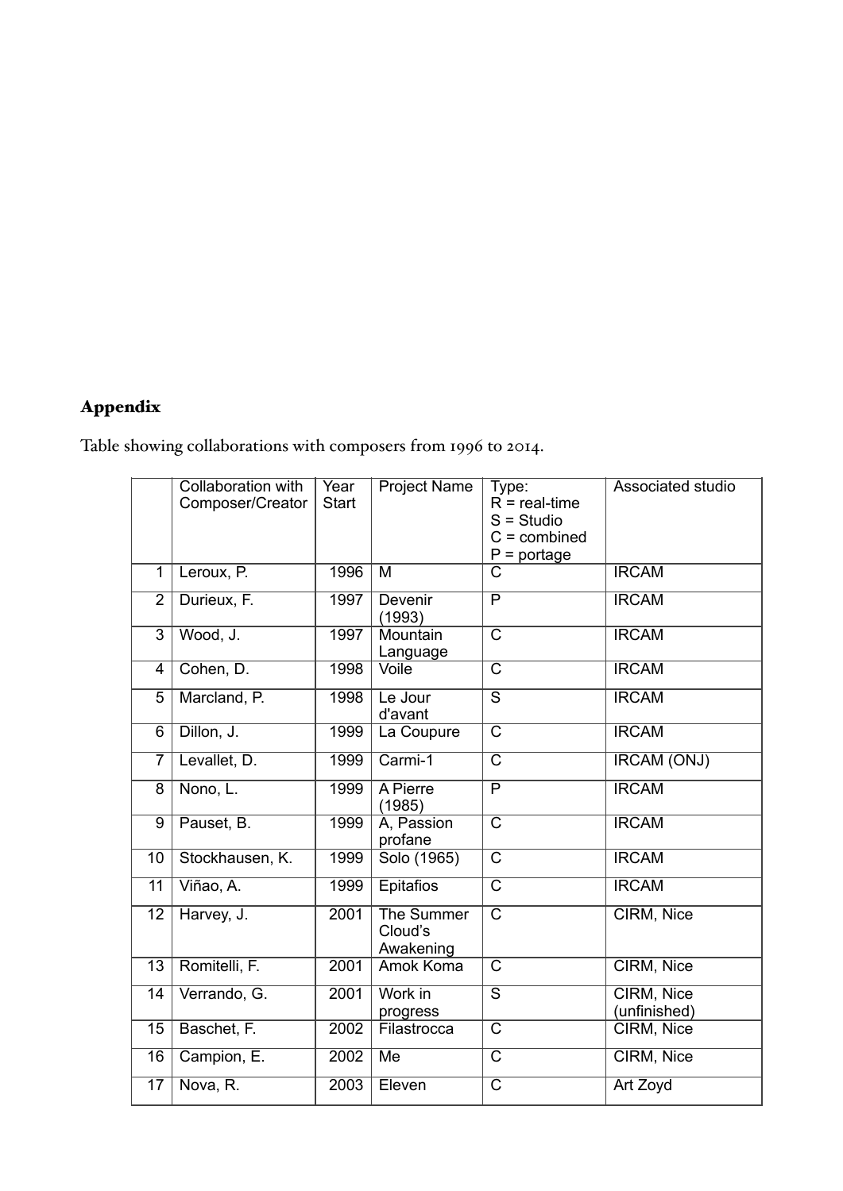## Appendix

Table showing collaborations with composers from 1996 to 2014.

| | Collaboration with Composer/Creator | Year Start | Project Name | Type: R = real-time S = Studio C = combined P = portage | Associated studio |
|---|---|---|---|---|---|
| 1 | Leroux, P. | 1996 | M | C | IRCAM |
| 2 | Durieux, F. | 1997 | Devenir (1993) | P | IRCAM |
| 3 | Wood, J. | 1997 | Mountain Language | C | IRCAM |
| 4 | Cohen, D. | 1998 | Voile | C | IRCAM |
| 5 | Marcland, P. | 1998 | Le Jour d'avant | S | IRCAM |
| 6 | Dillon, J. | 1999 | La Coupure | C | IRCAM |
| 7 | Levallet, D. | 1999 | Carmi-1 | C | IRCAM (ONJ) |
| 8 | Nono, L. | 1999 | A Pierre (1985) | P | IRCAM |
| 9 | Pauset, B. | 1999 | A, Passion profane | C | IRCAM |
| 10 | Stockhausen, K. | 1999 | Solo (1965) | C | IRCAM |
| 11 | Viñao, A. | 1999 | Epitafios | C | IRCAM |
| 12 | Harvey, J. | 2001 | The Summer Cloud's Awakening | C | CIRM, Nice |
| 13 | Romitelli, F. | 2001 | Amok Koma | C | CIRM, Nice |
| 14 | Verrando, G. | 2001 | Work in progress | S | CIRM, Nice (unfinished) |
| 15 | Baschet, F. | 2002 | Filastrocca | C | CIRM, Nice |
| 16 | Campion, E. | 2002 | Me | C | CIRM, Nice |
| 17 | Nova, R. | 2003 | Eleven | C | Art Zoyd |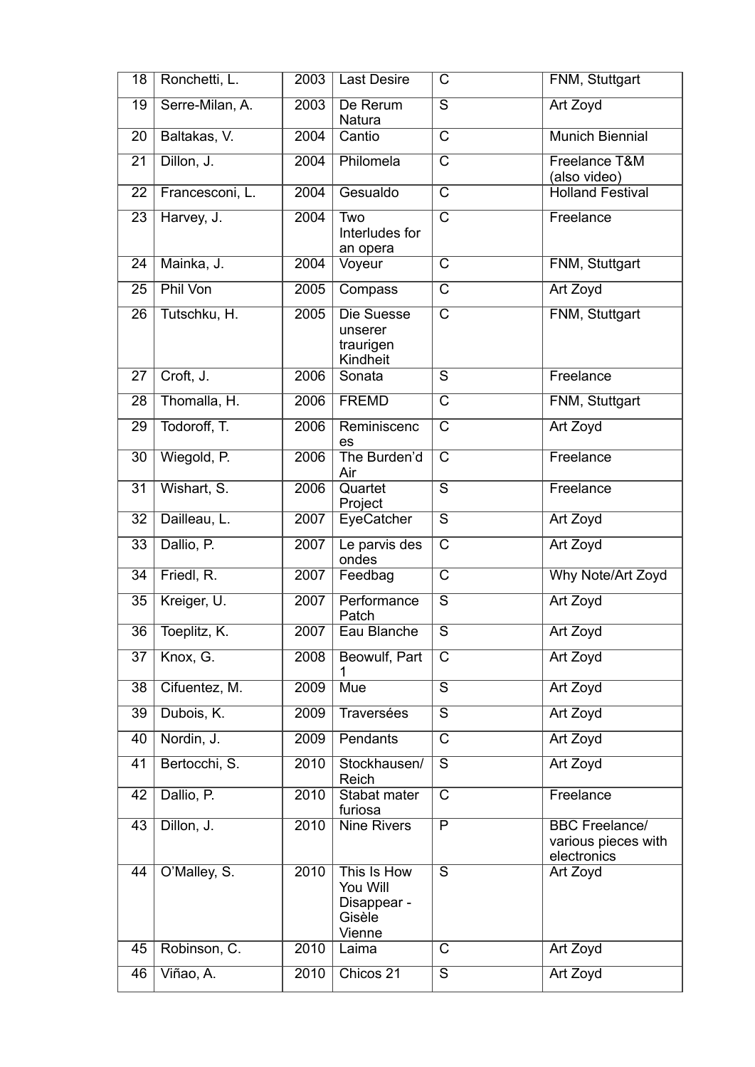| 18 | Ronchetti, L. | 2003 | Last Desire | C | FNM, Stuttgart |
|---|---|---|---|---|---|
| 19 | Serre-Milan, A. | 2003 | De Rerum Natura | S | Art Zoyd |
| 20 | Baltakas, V. | 2004 | Cantio | C | Munich Biennial |
| 21 | Dillon, J. | 2004 | Philomela | C | Freelance T&M (also video) |
| 22 | Francesconi, L. | 2004 | Gesualdo | C | Holland Festival |
| 23 | Harvey, J. | 2004 | Two Interludes for an opera | C | Freelance |
| 24 | Mainka, J. | 2004 | Voyeur | C | FNM, Stuttgart |
| 25 | Phil Von | 2005 | Compass | C | Art Zoyd |
| 26 | Tutschku, H. | 2005 | Die Suesse unserer traurigen Kindheit | C | FNM, Stuttgart |
| 27 | Croft, J. | 2006 | Sonata | S | Freelance |
| 28 | Thomalla, H. | 2006 | FREMD | C | FNM, Stuttgart |
| 29 | Todoroff, T. | 2006 | Reminiscences | C | Art Zoyd |
| 30 | Wiegold, P. | 2006 | The Burden'd Air | C | Freelance |
| 31 | Wishart, S. | 2006 | Quartet Project | S | Freelance |
| 32 | Dailleau, L. | 2007 | EyeCatcher | S | Art Zoyd |
| 33 | Dallio, P. | 2007 | Le parvis des ondes | C | Art Zoyd |
| 34 | Friedl, R. | 2007 | Feedbag | C | Why Note/Art Zoyd |
| 35 | Kreiger, U. | 2007 | Performance Patch | S | Art Zoyd |
| 36 | Toeplitz, K. | 2007 | Eau Blanche | S | Art Zoyd |
| 37 | Knox, G. | 2008 | Beowulf, Part 1 | C | Art Zoyd |
| 38 | Cifuentez, M. | 2009 | Mue | S | Art Zoyd |
| 39 | Dubois, K. | 2009 | Traversées | S | Art Zoyd |
| 40 | Nordin, J. | 2009 | Pendants | C | Art Zoyd |
| 41 | Bertocchi, S. | 2010 | Stockhausen/ Reich | S | Art Zoyd |
| 42 | Dallio, P. | 2010 | Stabat mater furiosa | C | Freelance |
| 43 | Dillon, J. | 2010 | Nine Rivers | P | BBC Freelance/ various pieces with electronics |
| 44 | O'Malley, S. | 2010 | This Is How You Will Disappear - Gisèle Vienne | S | Art Zoyd |
| 45 | Robinson, C. | 2010 | Laima | C | Art Zoyd |
| 46 | Viñao, A. | 2010 | Chicos 21 | S | Art Zoyd |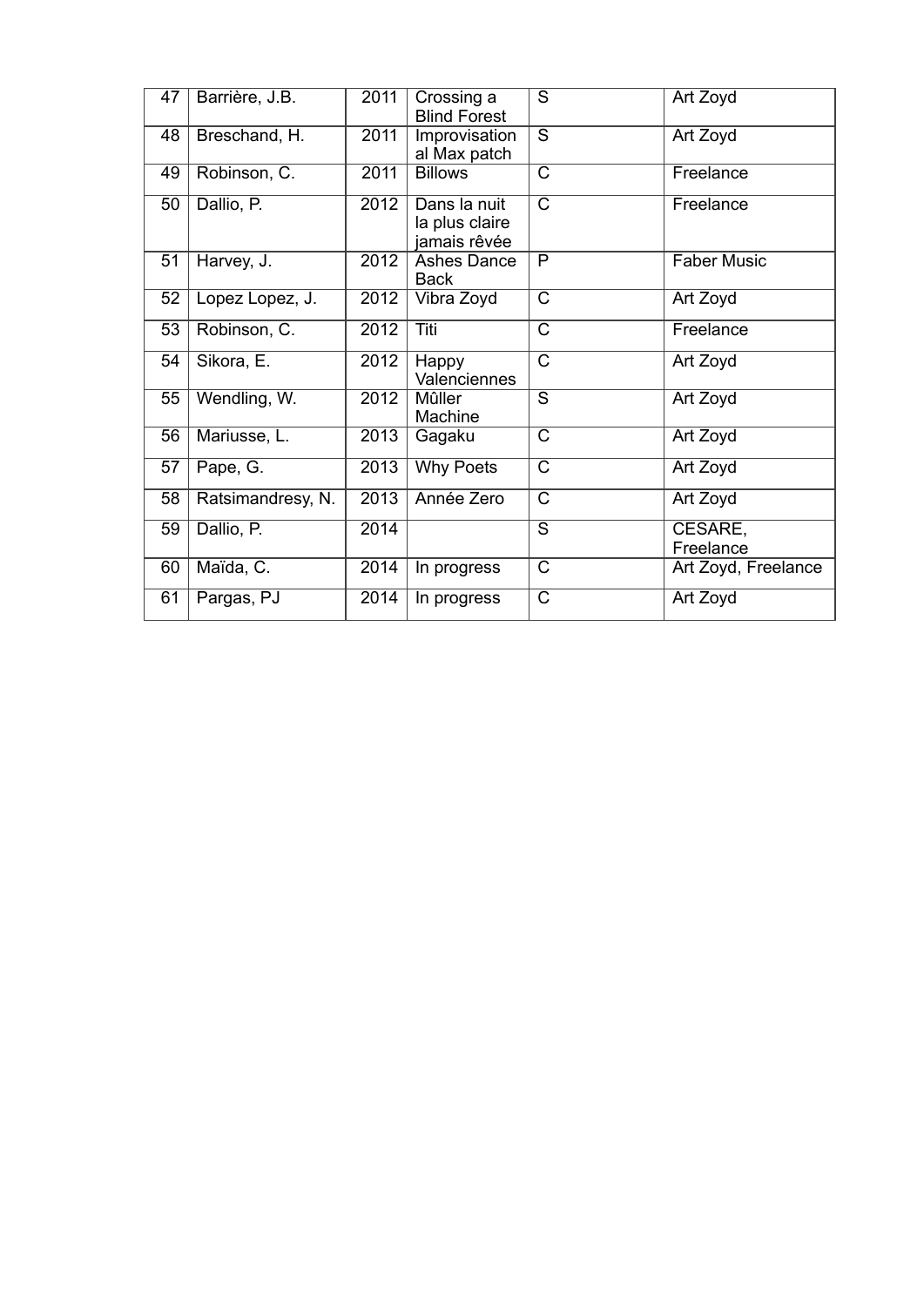| | | | | | |
|---|---|---|---|---|---|
| 47 | Barrière, J.B. | 2011 | Crossing a Blind Forest | S | Art Zoyd |
| 48 | Breschand, H. | 2011 | Improvisational Max patch | S | Art Zoyd |
| 49 | Robinson, C. | 2011 | Billows | C | Freelance |
| 50 | Dallio, P. | 2012 | Dans la nuit la plus claire jamais rêvée | C | Freelance |
| 51 | Harvey, J. | 2012 | Ashes Dance Back | P | Faber Music |
| 52 | Lopez Lopez, J. | 2012 | Vibra Zoyd | C | Art Zoyd |
| 53 | Robinson, C. | 2012 | Titi | C | Freelance |
| 54 | Sikora, E. | 2012 | Happy Valenciennes | C | Art Zoyd |
| 55 | Wendling, W. | 2012 | Mûller Machine | S | Art Zoyd |
| 56 | Mariusse, L. | 2013 | Gagaku | C | Art Zoyd |
| 57 | Pape, G. | 2013 | Why Poets | C | Art Zoyd |
| 58 | Ratsimandresy, N. | 2013 | Année Zero | C | Art Zoyd |
| 59 | Dallio, P. | 2014 | | S | CESARE, Freelance |
| 60 | Maïda, C. | 2014 | In progress | C | Art Zoyd, Freelance |
| 61 | Pargas, PJ | 2014 | In progress | C | Art Zoyd |